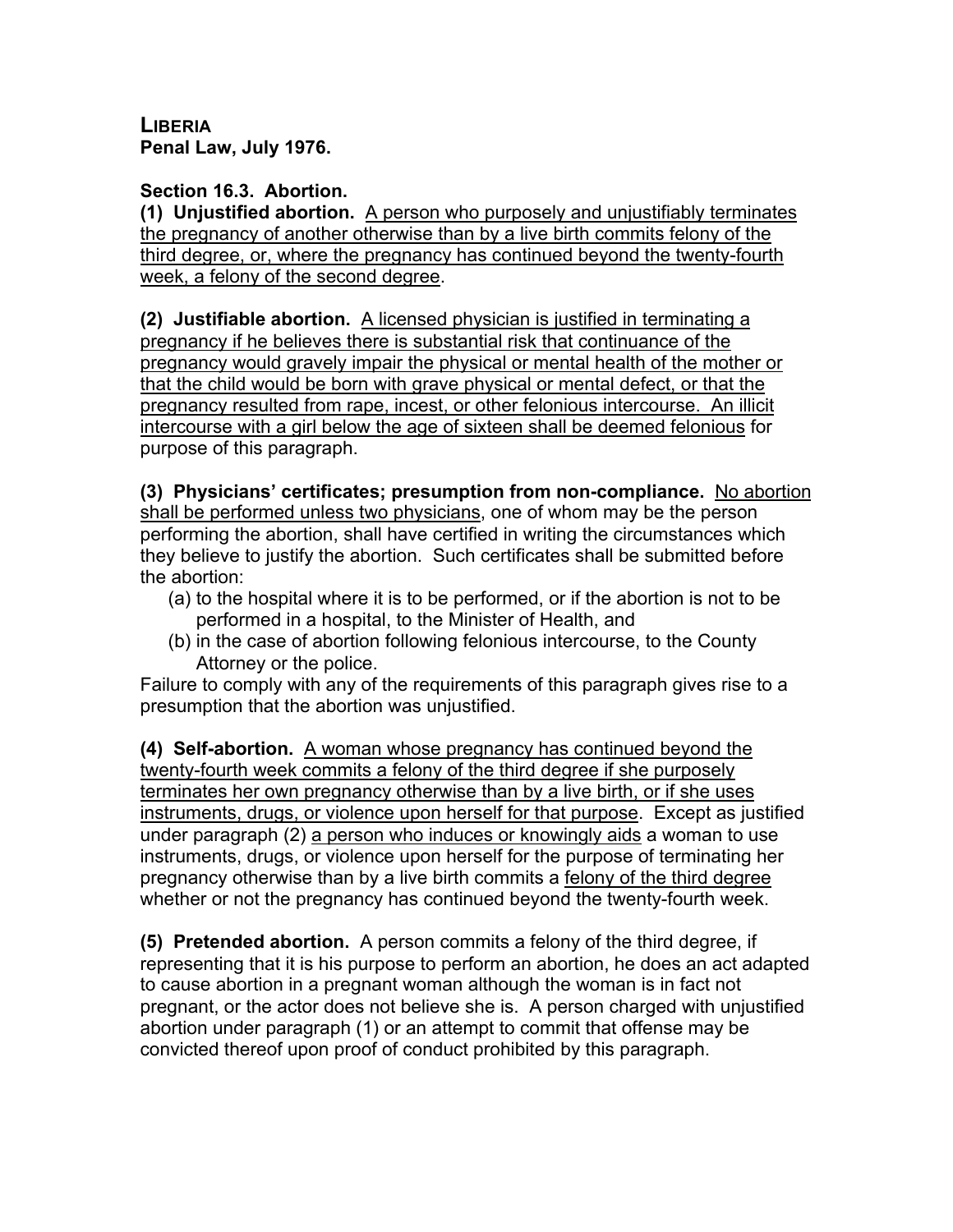**LIBERIA**
**Penal Law, July 1976.**

**Section 16.3. Abortion.**
**(1) Unjustified abortion.** A person who purposely and unjustifiably terminates the pregnancy of another otherwise than by a live birth commits felony of the third degree, or, where the pregnancy has continued beyond the twenty-fourth week, a felony of the second degree.

**(2) Justifiable abortion.** A licensed physician is justified in terminating a pregnancy if he believes there is substantial risk that continuance of the pregnancy would gravely impair the physical or mental health of the mother or that the child would be born with grave physical or mental defect, or that the pregnancy resulted from rape, incest, or other felonious intercourse. An illicit intercourse with a girl below the age of sixteen shall be deemed felonious for purpose of this paragraph.

**(3) Physicians' certificates; presumption from non-compliance.** No abortion shall be performed unless two physicians, one of whom may be the person performing the abortion, shall have certified in writing the circumstances which they believe to justify the abortion. Such certificates shall be submitted before the abortion:

(a) to the hospital where it is to be performed, or if the abortion is not to be performed in a hospital, to the Minister of Health, and
(b) in the case of abortion following felonious intercourse, to the County Attorney or the police.

Failure to comply with any of the requirements of this paragraph gives rise to a presumption that the abortion was unjustified.

**(4) Self-abortion.** A woman whose pregnancy has continued beyond the twenty-fourth week commits a felony of the third degree if she purposely terminates her own pregnancy otherwise than by a live birth, or if she uses instruments, drugs, or violence upon herself for that purpose. Except as justified under paragraph (2) a person who induces or knowingly aids a woman to use instruments, drugs, or violence upon herself for the purpose of terminating her pregnancy otherwise than by a live birth commits a felony of the third degree whether or not the pregnancy has continued beyond the twenty-fourth week.

**(5) Pretended abortion.** A person commits a felony of the third degree, if representing that it is his purpose to perform an abortion, he does an act adapted to cause abortion in a pregnant woman although the woman is in fact not pregnant, or the actor does not believe she is. A person charged with unjustified abortion under paragraph (1) or an attempt to commit that offense may be convicted thereof upon proof of conduct prohibited by this paragraph.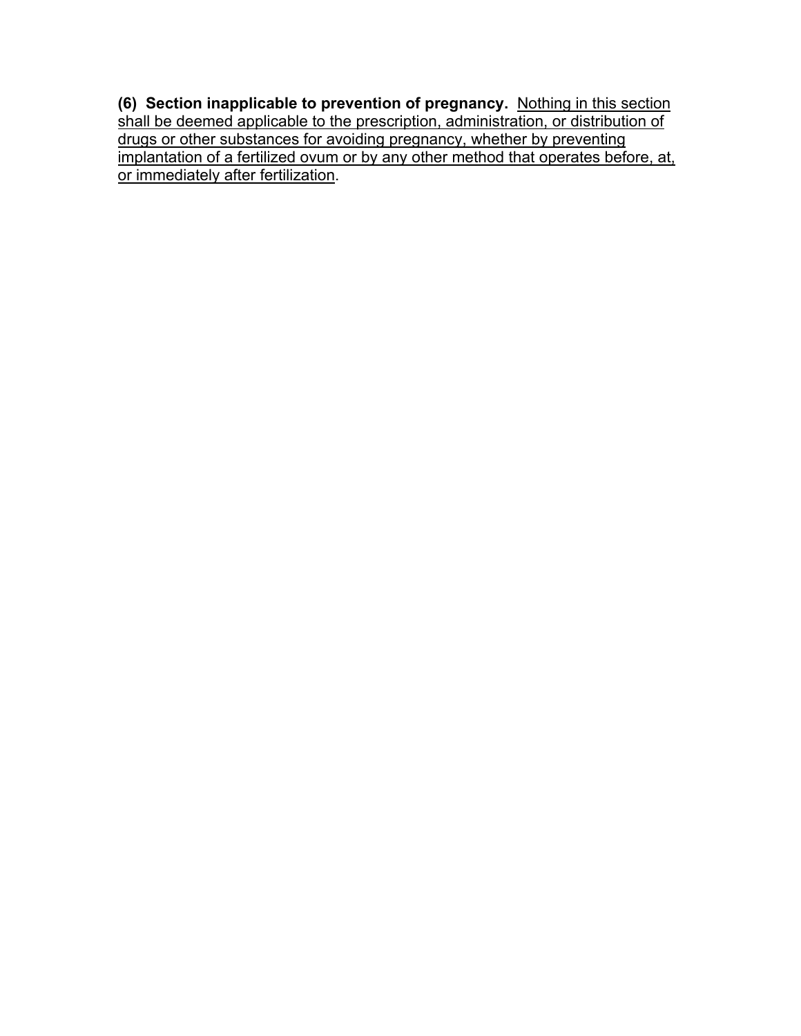**(6) Section inapplicable to prevention of pregnancy.** <u>Nothing in this section shall be deemed applicable to the prescription, administration, or distribution of drugs or other substances for avoiding pregnancy, whether by preventing implantation of a fertilized ovum or by any other method that operates before, at, or immediately after fertilization</u>.